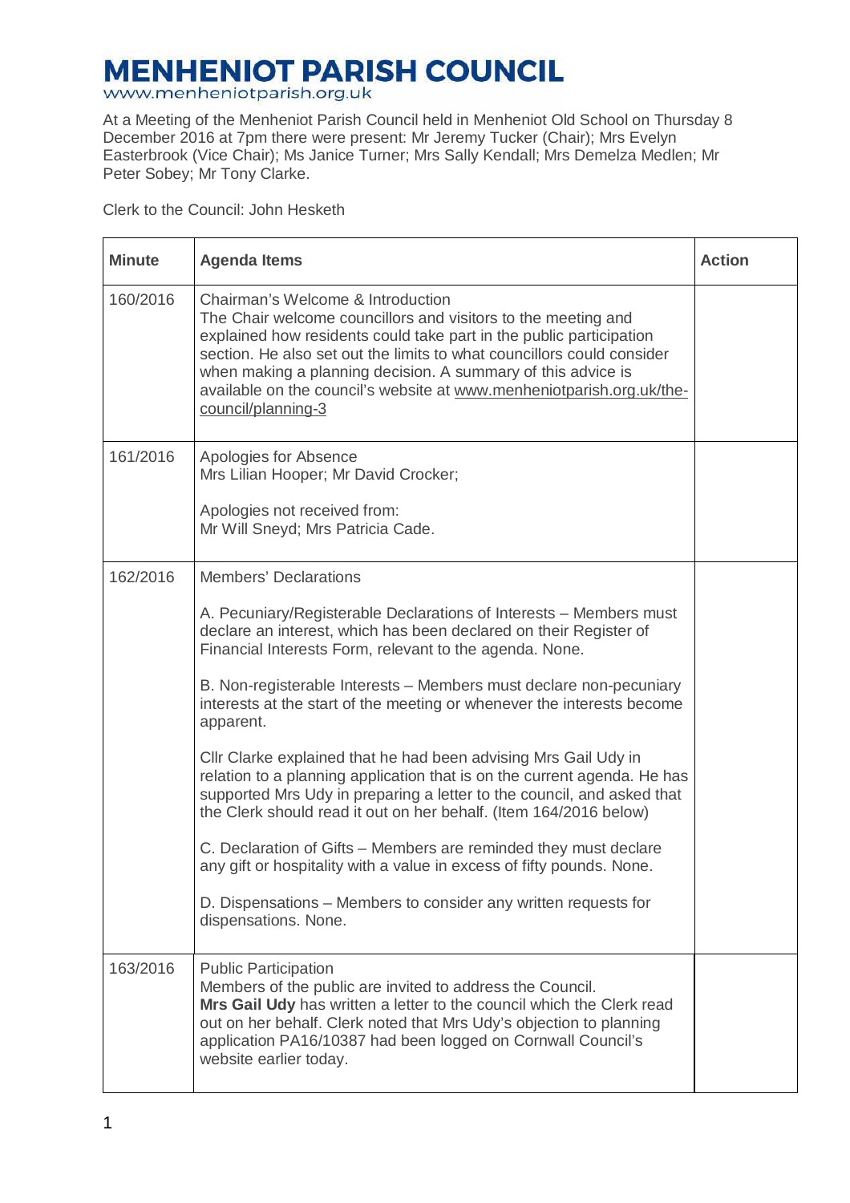# MENHENIOT PARISH COUNCIL

www.menheniotparish.org.uk

At a Meeting of the Menheniot Parish Council held in Menheniot Old School on Thursday 8 December 2016 at 7pm there were present: Mr Jeremy Tucker (Chair); Mrs Evelyn Easterbrook (Vice Chair); Ms Janice Turner; Mrs Sally Kendall; Mrs Demelza Medlen; Mr Peter Sobey; Mr Tony Clarke.

Clerk to the Council: John Hesketh

| Minute | Agenda Items | Action |
|---|---|---|
| 160/2016 | Chairman's Welcome & Introduction<br>The Chair welcome councillors and visitors to the meeting and explained how residents could take part in the public participation section. He also set out the limits to what councillors could consider when making a planning decision. A summary of this advice is available on the council's website at www.menheniotparish.org.uk/the-council/planning-3 | |
| 161/2016 | Apologies for Absence<br>Mrs Lilian Hooper; Mr David Crocker;<br><br>Apologies not received from:<br>Mr Will Sneyd; Mrs Patricia Cade. | |
| 162/2016 | Members' Declarations<br><br>A. Pecuniary/Registerable Declarations of Interests – Members must declare an interest, which has been declared on their Register of Financial Interests Form, relevant to the agenda. None.<br><br>B. Non-registerable Interests – Members must declare non-pecuniary interests at the start of the meeting or whenever the interests become apparent.<br><br>Cllr Clarke explained that he had been advising Mrs Gail Udy in relation to a planning application that is on the current agenda. He has supported Mrs Udy in preparing a letter to the council, and asked that the Clerk should read it out on her behalf. (Item 164/2016 below)<br><br>C. Declaration of Gifts – Members are reminded they must declare any gift or hospitality with a value in excess of fifty pounds. None.<br><br>D. Dispensations – Members to consider any written requests for dispensations. None. | |
| 163/2016 | Public Participation<br>Members of the public are invited to address the Council.<br>**Mrs Gail Udy** has written a letter to the council which the Clerk read out on her behalf. Clerk noted that Mrs Udy's objection to planning application PA16/10387 had been logged on Cornwall Council's website earlier today. | |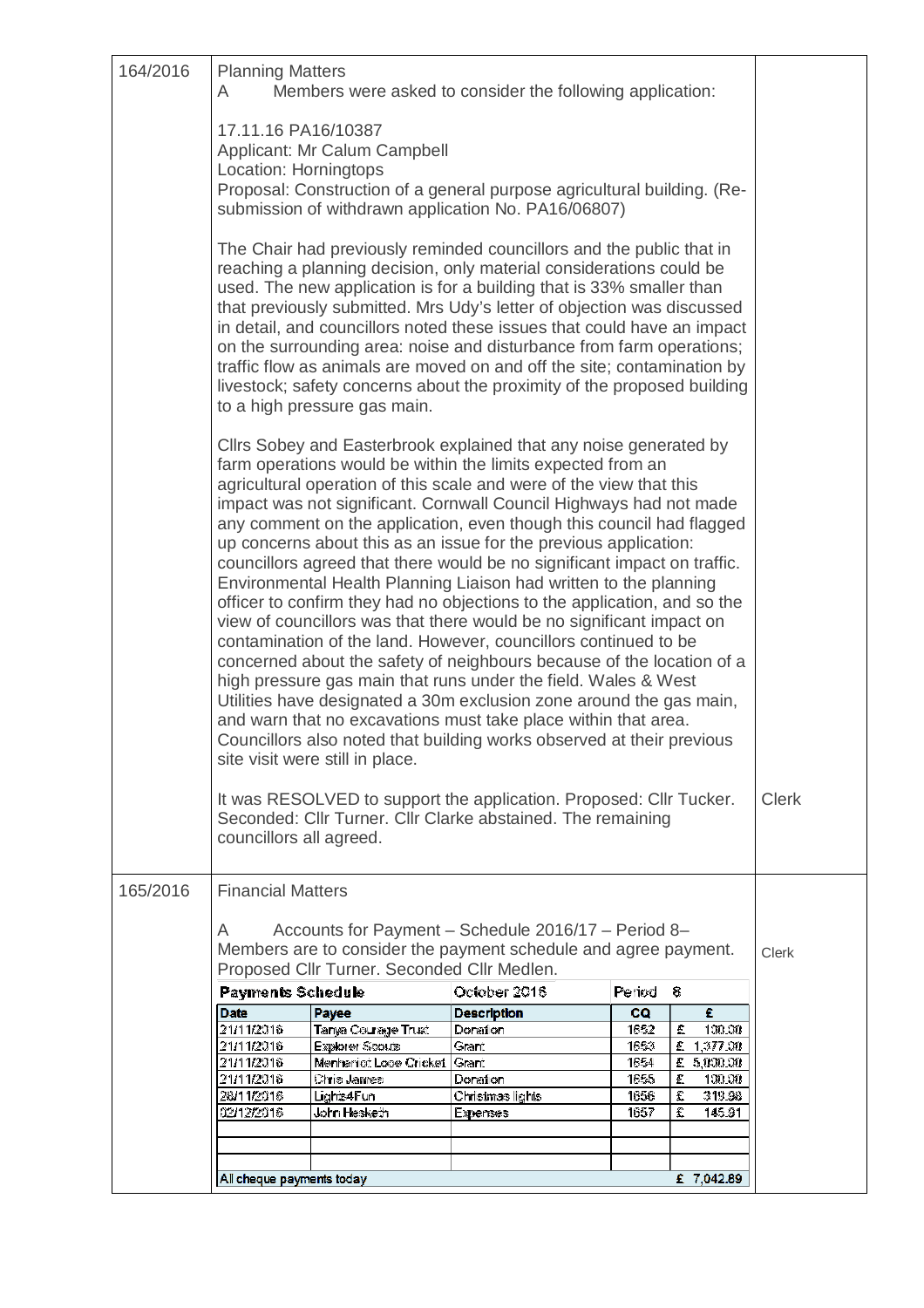| | | |
|---|---|---|
| 164/2016 | **Planning Matters**<br>A Members were asked to consider the following application:<br><br>17.11.16 PA16/10387<br>Applicant: Mr Calum Campbell<br>Location: Horningtops<br>Proposal: Construction of a general purpose agricultural building. (Re-submission of withdrawn application No. PA16/06807)<br><br>The Chair had previously reminded councillors and the public that in reaching a planning decision, only material considerations could be used. The new application is for a building that is 33% smaller than that previously submitted. Mrs Udy's letter of objection was discussed in detail, and councillors noted these issues that could have an impact on the surrounding area: noise and disturbance from farm operations; traffic flow as animals are moved on and off the site; contamination by livestock; safety concerns about the proximity of the proposed building to a high pressure gas main.<br><br>Cllrs Sobey and Easterbrook explained that any noise generated by farm operations would be within the limits expected from an agricultural operation of this scale and were of the view that this impact was not significant. Cornwall Council Highways had not made any comment on the application, even though this council had flagged up concerns about this as an issue for the previous application: councillors agreed that there would be no significant impact on traffic. Environmental Health Planning Liaison had written to the planning officer to confirm they had no objections to the application, and so the view of councillors was that there would be no significant impact on contamination of the land. However, councillors continued to be concerned about the safety of neighbours because of the location of a high pressure gas main that runs under the field. Wales & West Utilities have designated a 30m exclusion zone around the gas main, and warn that no excavations must take place within that area. Councillors also noted that building works observed at their previous site visit were still in place.<br><br>It was RESOLVED to support the application. Proposed: Cllr Tucker. Seconded: Cllr Turner. Cllr Clarke abstained. The remaining councillors all agreed. | Clerk |
| 165/2016 | **Financial Matters**<br><br>A Accounts for Payment – Schedule 2016/17 – Period 8–<br>Members are to consider the payment schedule and agree payment. Proposed Cllr Turner. Seconded Cllr Medlen. | Clerk |

| **Payments Schedule** | | October 2016 | Period | 8 |
|---|---|---|---|---|
| **Date** | **Payee** | **Description** | **CQ** | **£** |
| 21/11/2016 | Tanya Courage Trust | Donation | 1652 | £ 100.00 |
| 21/11/2016 | Explorer Scouts | Grant | 1653 | £ 1,377.00 |
| 21/11/2016 | Menheniot Looe Cricket | Grant | 1654 | £ 5,000.00 |
| 21/11/2016 | Chris James | Donation | 1655 | £ 100.00 |
| 28/11/2016 | Lights4Fun | Christmas lights | 1656 | £ 319.98 |
| 02/12/2016 | John Hesketh | Expenses | 1657 | £ 145.91 |
| | | | | |
| | | | | |
| | | | | |
| All cheque payments today | | | | £ 7,042.89 |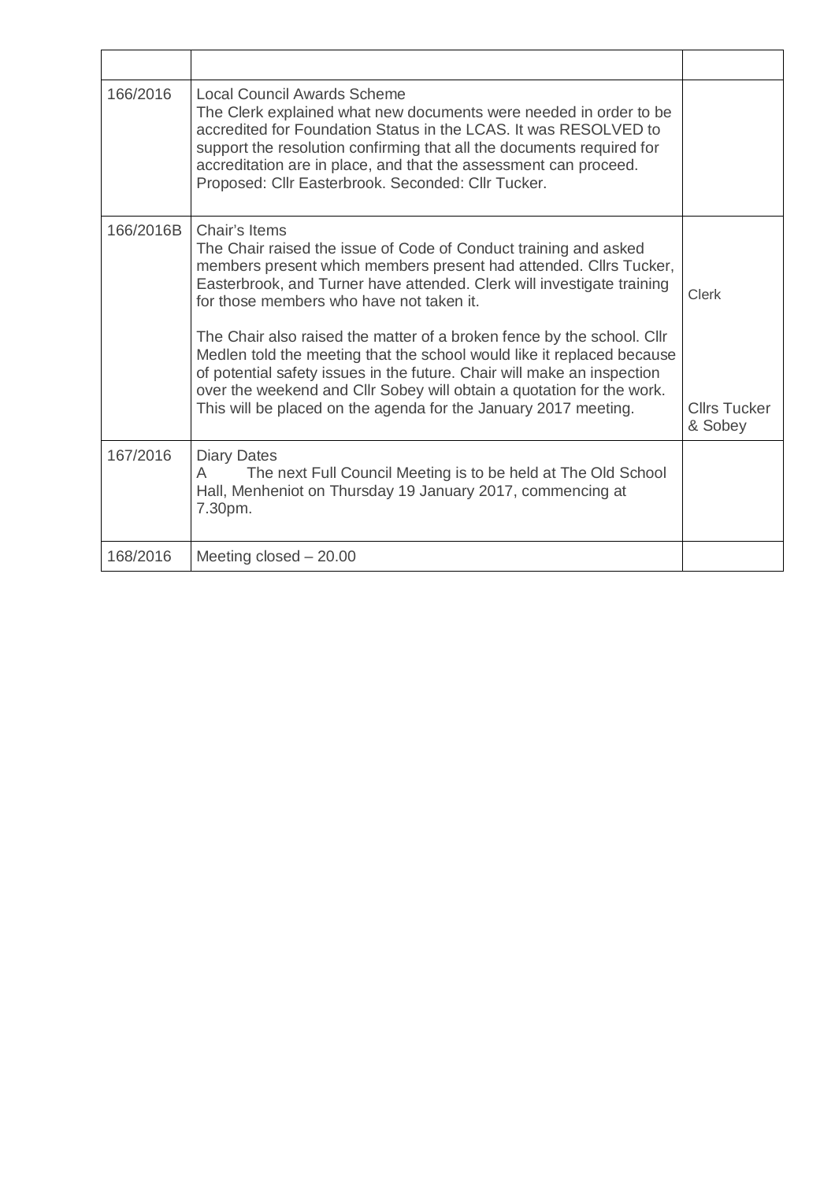| | | |
|---|---|---|
| 166/2016 | Local Council Awards Scheme<br>The Clerk explained what new documents were needed in order to be accredited for Foundation Status in the LCAS. It was RESOLVED to support the resolution confirming that all the documents required for accreditation are in place, and that the assessment can proceed. Proposed: Cllr Easterbrook. Seconded: Cllr Tucker. | |
| 166/2016B | Chair's Items<br>The Chair raised the issue of Code of Conduct training and asked members present which members present had attended. Cllrs Tucker, Easterbrook, and Turner have attended. Clerk will investigate training for those members who have not taken it.<br><br>The Chair also raised the matter of a broken fence by the school. Cllr Medlen told the meeting that the school would like it replaced because of potential safety issues in the future. Chair will make an inspection over the weekend and Cllr Sobey will obtain a quotation for the work. This will be placed on the agenda for the January 2017 meeting. | Clerk<br><br>Cllrs Tucker & Sobey |
| 167/2016 | Diary Dates<br>A The next Full Council Meeting is to be held at The Old School Hall, Menheniot on Thursday 19 January 2017, commencing at 7.30pm. | |
| 168/2016 | Meeting closed – 20.00 | |